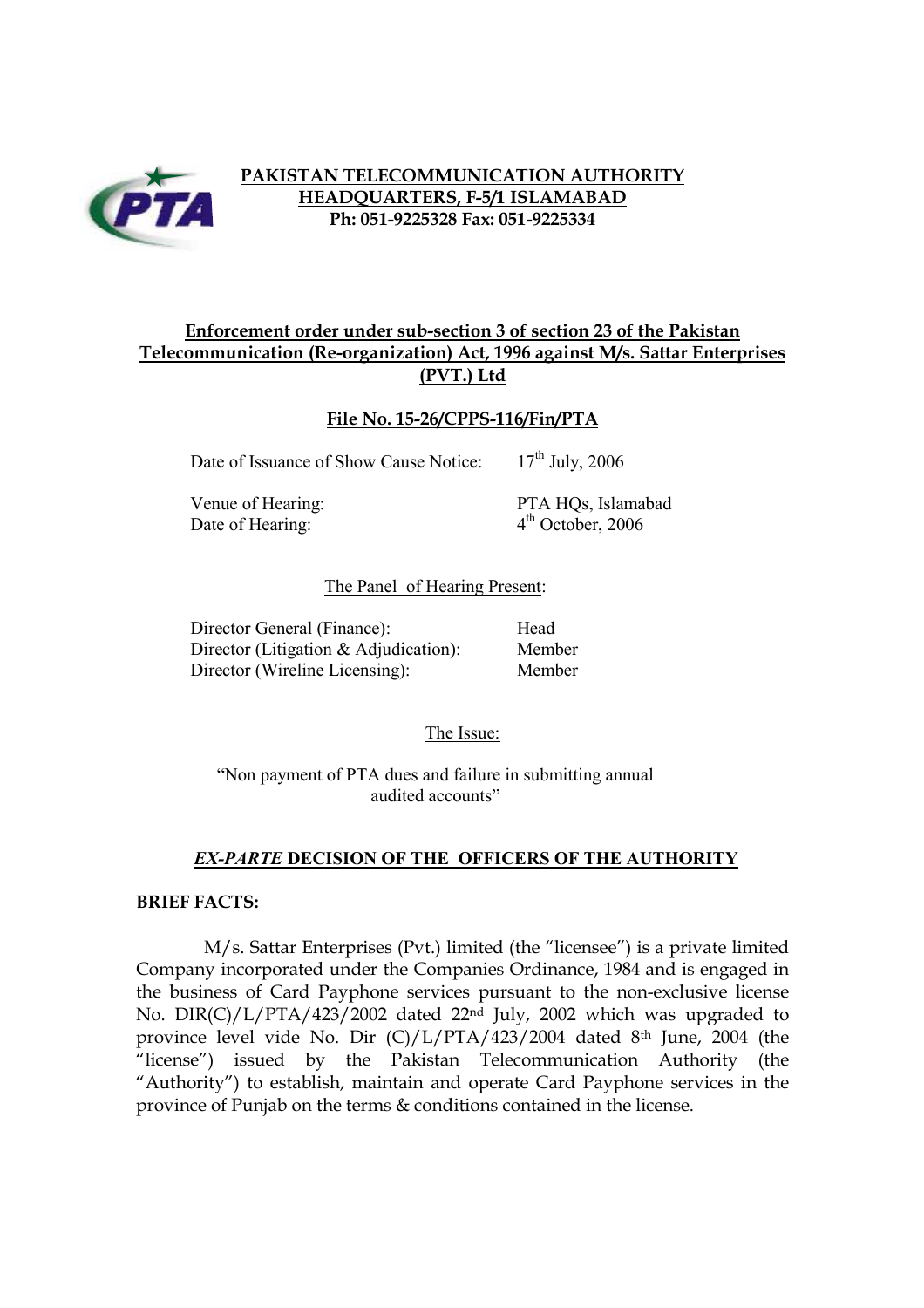**PAKISTAN TELECOMMUNICATION AUTHORITY**
**HEADQUARTERS, F-5/1 ISLAMABAD**
**Ph: 051-9225328 Fax: 051-9225334**

**Enforcement order under sub-section 3 of section 23 of the Pakistan Telecommunication (Re-organization) Act, 1996 against M/s. Sattar Enterprises (PVT.) Ltd**

**File No. 15-26/CPPS-116/Fin/PTA**

| | |
|---|---|
| Date of Issuance of Show Cause Notice: | 17th July, 2006 |
| Venue of Hearing: | PTA HQs, Islamabad |
| Date of Hearing: | 4th October, 2006 |

The Panel of Hearing Present:

| | |
|---|---|
| Director General (Finance): | Head |
| Director (Litigation & Adjudication): | Member |
| Director (Wireline Licensing): | Member |

The Issue:

"Non payment of PTA dues and failure in submitting annual audited accounts"

## *EX-PARTE* DECISION OF THE OFFICERS OF THE AUTHORITY

**BRIEF FACTS:**

M/s. Sattar Enterprises (Pvt.) limited (the "licensee") is a private limited Company incorporated under the Companies Ordinance, 1984 and is engaged in the business of Card Payphone services pursuant to the non-exclusive license No. DIR(C)/L/PTA/423/2002 dated 22nd July, 2002 which was upgraded to province level vide No. Dir (C)/L/PTA/423/2004 dated 8th June, 2004 (the "license") issued by the Pakistan Telecommunication Authority (the "Authority") to establish, maintain and operate Card Payphone services in the province of Punjab on the terms & conditions contained in the license.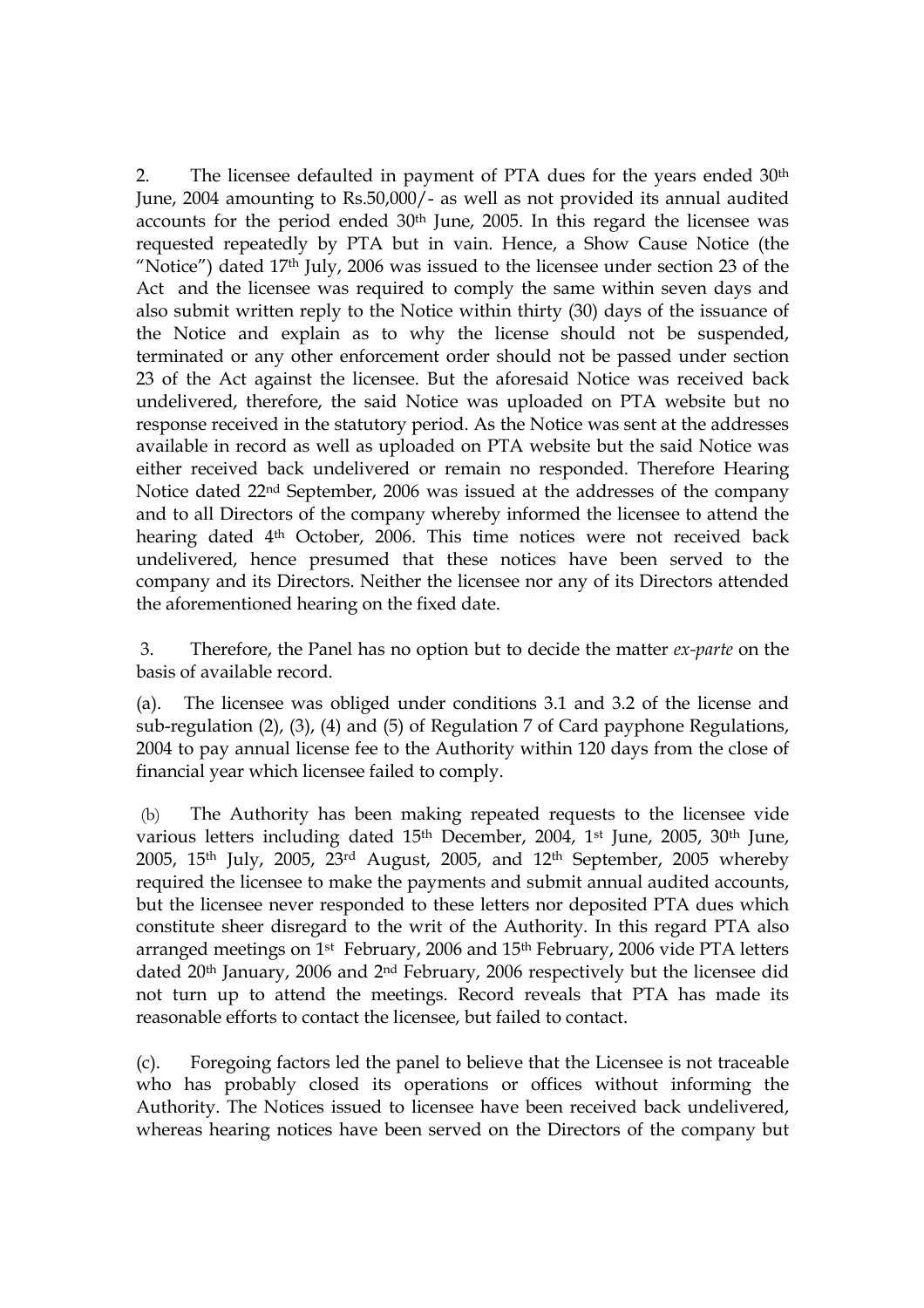2. The licensee defaulted in payment of PTA dues for the years ended 30th June, 2004 amounting to Rs.50,000/- as well as not provided its annual audited accounts for the period ended 30th June, 2005. In this regard the licensee was requested repeatedly by PTA but in vain. Hence, a Show Cause Notice (the "Notice") dated 17th July, 2006 was issued to the licensee under section 23 of the Act and the licensee was required to comply the same within seven days and also submit written reply to the Notice within thirty (30) days of the issuance of the Notice and explain as to why the license should not be suspended, terminated or any other enforcement order should not be passed under section 23 of the Act against the licensee. But the aforesaid Notice was received back undelivered, therefore, the said Notice was uploaded on PTA website but no response received in the statutory period. As the Notice was sent at the addresses available in record as well as uploaded on PTA website but the said Notice was either received back undelivered or remain no responded. Therefore Hearing Notice dated 22nd September, 2006 was issued at the addresses of the company and to all Directors of the company whereby informed the licensee to attend the hearing dated 4th October, 2006. This time notices were not received back undelivered, hence presumed that these notices have been served to the company and its Directors. Neither the licensee nor any of its Directors attended the aforementioned hearing on the fixed date.

3. Therefore, the Panel has no option but to decide the matter *ex-parte* on the basis of available record.

(a). The licensee was obliged under conditions 3.1 and 3.2 of the license and sub-regulation (2), (3), (4) and (5) of Regulation 7 of Card payphone Regulations, 2004 to pay annual license fee to the Authority within 120 days from the close of financial year which licensee failed to comply.

(b) The Authority has been making repeated requests to the licensee vide various letters including dated 15th December, 2004, 1st June, 2005, 30th June, 2005, 15th July, 2005, 23rd August, 2005, and 12th September, 2005 whereby required the licensee to make the payments and submit annual audited accounts, but the licensee never responded to these letters nor deposited PTA dues which constitute sheer disregard to the writ of the Authority. In this regard PTA also arranged meetings on 1st February, 2006 and 15th February, 2006 vide PTA letters dated 20th January, 2006 and 2nd February, 2006 respectively but the licensee did not turn up to attend the meetings. Record reveals that PTA has made its reasonable efforts to contact the licensee, but failed to contact.

(c). Foregoing factors led the panel to believe that the Licensee is not traceable who has probably closed its operations or offices without informing the Authority. The Notices issued to licensee have been received back undelivered, whereas hearing notices have been served on the Directors of the company but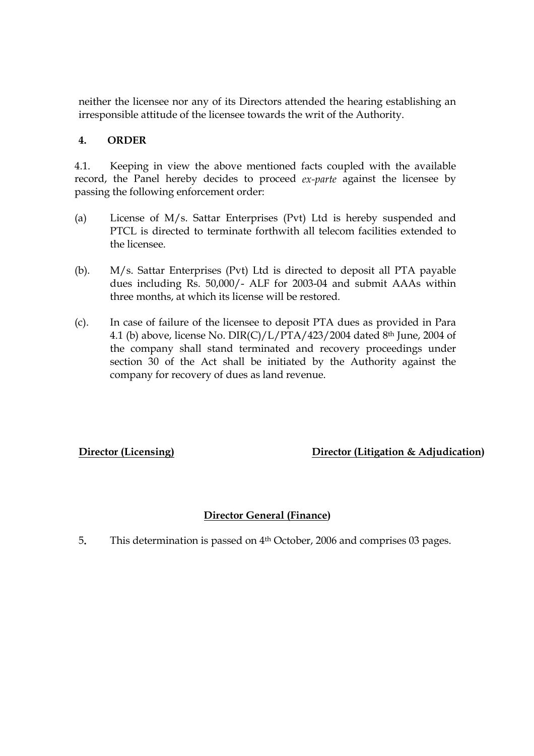neither the licensee nor any of its Directors attended the hearing establishing an irresponsible attitude of the licensee towards the writ of the Authority.

## 4. ORDER

4.1. Keeping in view the above mentioned facts coupled with the available record, the Panel hereby decides to proceed *ex-parte* against the licensee by passing the following enforcement order:

(a) License of M/s. Sattar Enterprises (Pvt) Ltd is hereby suspended and PTCL is directed to terminate forthwith all telecom facilities extended to the licensee.

(b). M/s. Sattar Enterprises (Pvt) Ltd is directed to deposit all PTA payable dues including Rs. 50,000/- ALF for 2003-04 and submit AAAs within three months, at which its license will be restored.

(c). In case of failure of the licensee to deposit PTA dues as provided in Para 4.1 (b) above, license No. DIR(C)/L/PTA/423/2004 dated 8th June, 2004 of the company shall stand terminated and recovery proceedings under section 30 of the Act shall be initiated by the Authority against the company for recovery of dues as land revenue.

**Director (Licensing)**

**Director (Litigation & Adjudication)**

**Director General (Finance)**

5. This determination is passed on 4th October, 2006 and comprises 03 pages.